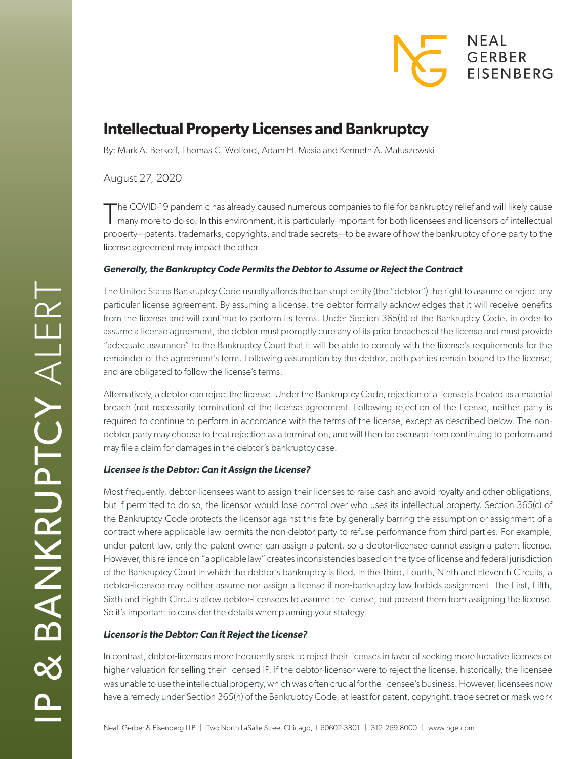# Intellectual Property Licenses and Bankruptcy

By: Mark A. Berkoff, Thomas C. Wolford, Adam H. Masia and Kenneth A. Matuszewski

August 27, 2020

The COVID-19 pandemic has already caused numerous companies to file for bankruptcy relief and will likely cause many more to do so. In this environment, it is particularly important for both licensees and licensors of intellectual property—patents, trademarks, copyrights, and trade secrets—to be aware of how the bankruptcy of one party to the license agreement may impact the other.

### *Generally, the Bankruptcy Code Permits the Debtor to Assume or Reject the Contract*

The United States Bankruptcy Code usually affords the bankrupt entity (the "debtor") the right to assume or reject any particular license agreement. By assuming a license, the debtor formally acknowledges that it will receive benefits from the license and will continue to perform its terms. Under Section 365(b) of the Bankruptcy Code, in order to assume a license agreement, the debtor must promptly cure any of its prior breaches of the license and must provide "adequate assurance" to the Bankruptcy Court that it will be able to comply with the license's requirements for the remainder of the agreement's term. Following assumption by the debtor, both parties remain bound to the license, and are obligated to follow the license's terms.

Alternatively, a debtor can reject the license. Under the Bankruptcy Code, rejection of a license is treated as a material breach (not necessarily termination) of the license agreement. Following rejection of the license, neither party is required to continue to perform in accordance with the terms of the license, except as described below. The non-debtor party may choose to treat rejection as a termination, and will then be excused from continuing to perform and may file a claim for damages in the debtor's bankruptcy case.

### *Licensee is the Debtor: Can it Assign the License?*

Most frequently, debtor-licensees want to assign their licenses to raise cash and avoid royalty and other obligations, but if permitted to do so, the licensor would lose control over who uses its intellectual property. Section 365(c) of the Bankruptcy Code protects the licensor against this fate by generally barring the assumption or assignment of a contract where applicable law permits the non-debtor party to refuse performance from third parties. For example, under patent law, only the patent owner can assign a patent, so a debtor-licensee cannot assign a patent license. However, this reliance on "applicable law" creates inconsistencies based on the type of license and federal jurisdiction of the Bankruptcy Court in which the debtor's bankruptcy is filed. In the Third, Fourth, Ninth and Eleventh Circuits, a debtor-licensee may neither assume nor assign a license if non-bankruptcy law forbids assignment. The First, Fifth, Sixth and Eighth Circuits allow debtor-licensees to assume the license, but prevent them from assigning the license. So it's important to consider the details when planning your strategy.

### *Licensor is the Debtor: Can it Reject the License?*

In contrast, debtor-licensors more frequently seek to reject their licenses in favor of seeking more lucrative licenses or higher valuation for selling their licensed IP. If the debtor-licensor were to reject the license, historically, the licensee was unable to use the intellectual property, which was often crucial for the licensee's business. However, licensees now have a remedy under Section 365(n) of the Bankruptcy Code, at least for patent, copyright, trade secret or mask work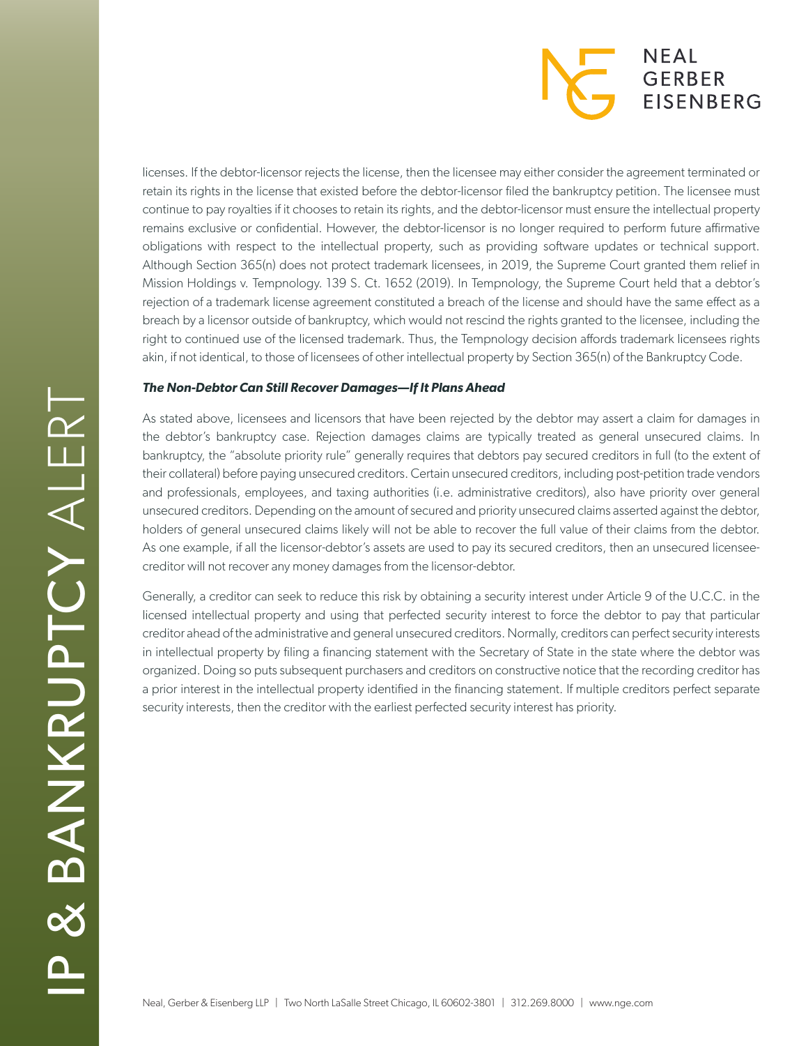licenses. If the debtor-licensor rejects the license, then the licensee may either consider the agreement terminated or retain its rights in the license that existed before the debtor-licensor filed the bankruptcy petition. The licensee must continue to pay royalties if it chooses to retain its rights, and the debtor-licensor must ensure the intellectual property remains exclusive or confidential. However, the debtor-licensor is no longer required to perform future affirmative obligations with respect to the intellectual property, such as providing software updates or technical support. Although Section 365(n) does not protect trademark licensees, in 2019, the Supreme Court granted them relief in Mission Holdings v. Tempnology. 139 S. Ct. 1652 (2019). In Tempnology, the Supreme Court held that a debtor's rejection of a trademark license agreement constituted a breach of the license and should have the same effect as a breach by a licensor outside of bankruptcy, which would not rescind the rights granted to the licensee, including the right to continued use of the licensed trademark. Thus, the Tempnology decision affords trademark licensees rights akin, if not identical, to those of licensees of other intellectual property by Section 365(n) of the Bankruptcy Code.

***The Non-Debtor Can Still Recover Damages—If It Plans Ahead***

As stated above, licensees and licensors that have been rejected by the debtor may assert a claim for damages in the debtor's bankruptcy case. Rejection damages claims are typically treated as general unsecured claims. In bankruptcy, the "absolute priority rule" generally requires that debtors pay secured creditors in full (to the extent of their collateral) before paying unsecured creditors. Certain unsecured creditors, including post-petition trade vendors and professionals, employees, and taxing authorities (i.e. administrative creditors), also have priority over general unsecured creditors. Depending on the amount of secured and priority unsecured claims asserted against the debtor, holders of general unsecured claims likely will not be able to recover the full value of their claims from the debtor. As one example, if all the licensor-debtor's assets are used to pay its secured creditors, then an unsecured licensee-creditor will not recover any money damages from the licensor-debtor.

Generally, a creditor can seek to reduce this risk by obtaining a security interest under Article 9 of the U.C.C. in the licensed intellectual property and using that perfected security interest to force the debtor to pay that particular creditor ahead of the administrative and general unsecured creditors. Normally, creditors can perfect security interests in intellectual property by filing a financing statement with the Secretary of State in the state where the debtor was organized. Doing so puts subsequent purchasers and creditors on constructive notice that the recording creditor has a prior interest in the intellectual property identified in the financing statement. If multiple creditors perfect separate security interests, then the creditor with the earliest perfected security interest has priority.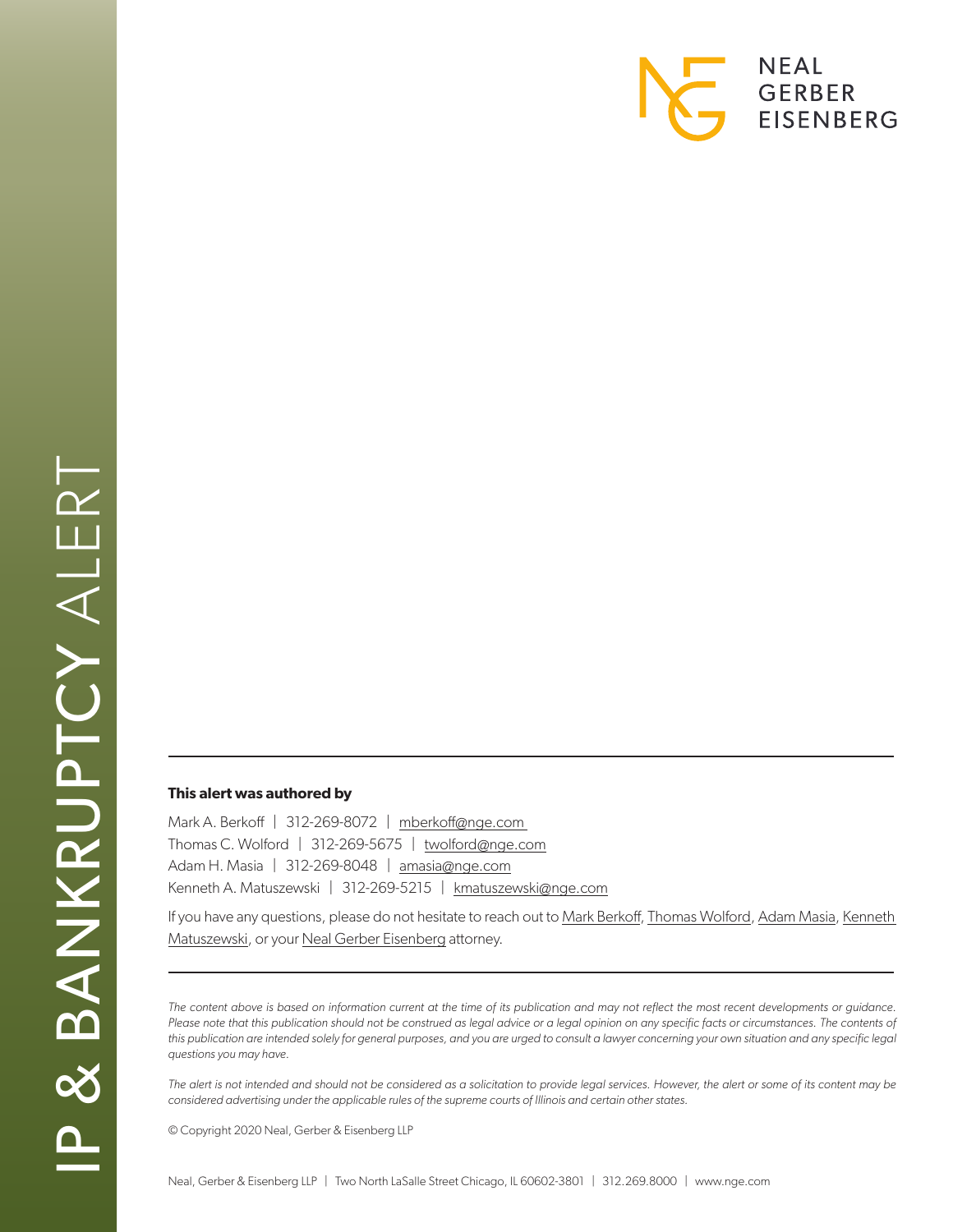**This alert was authored by**

Mark A. Berkoff | 312-269-8072 | mberkoff@nge.com
Thomas C. Wolford | 312-269-5675 | twolford@nge.com
Adam H. Masia | 312-269-8048 | amasia@nge.com
Kenneth A. Matuszewski | 312-269-5215 | kmatuszewski@nge.com

If you have any questions, please do not hesitate to reach out to Mark Berkoff, Thomas Wolford, Adam Masia, Kenneth Matuszewski, or your Neal Gerber Eisenberg attorney.

*The content above is based on information current at the time of its publication and may not reflect the most recent developments or guidance. Please note that this publication should not be construed as legal advice or a legal opinion on any specific facts or circumstances. The contents of this publication are intended solely for general purposes, and you are urged to consult a lawyer concerning your own situation and any specific legal questions you may have.*

*The alert is not intended and should not be considered as a solicitation to provide legal services. However, the alert or some of its content may be considered advertising under the applicable rules of the supreme courts of Illinois and certain other states.*

© Copyright 2020 Neal, Gerber & Eisenberg LLP